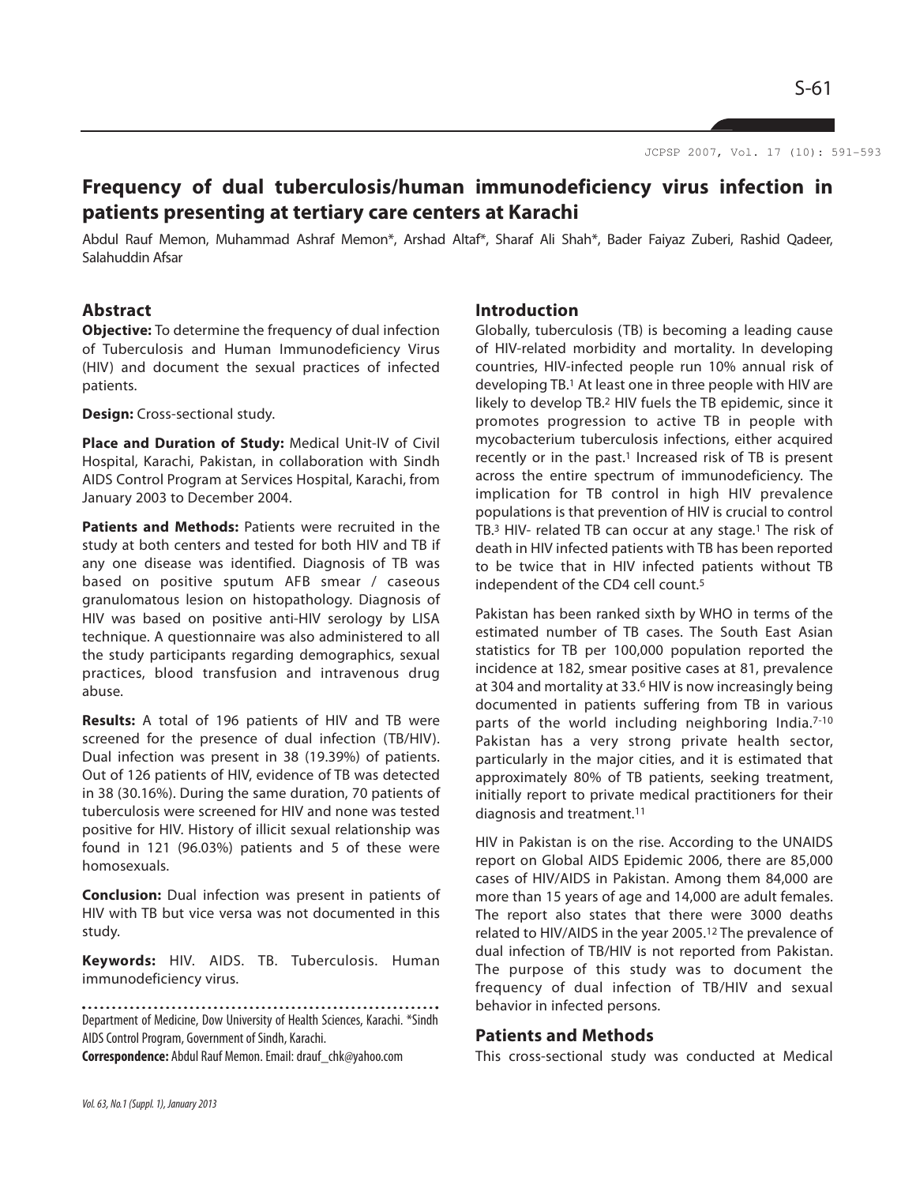# Frequency of dual tuberculosis/human immunodeficiency virus infection in patients presenting at tertiary care centers at Karachi

Abdul Rauf Memon, Muhammad Ashraf Memon*, Arshad Altaf*, Sharaf Ali Shah*, Bader Faiyaz Zuberi, Rashid Qadeer, Salahuddin Afsar

## Abstract

**Objective:** To determine the frequency of dual infection of Tuberculosis and Human Immunodeficiency Virus (HIV) and document the sexual practices of infected patients.

**Design:** Cross-sectional study.

**Place and Duration of Study:** Medical Unit-IV of Civil Hospital, Karachi, Pakistan, in collaboration with Sindh AIDS Control Program at Services Hospital, Karachi, from January 2003 to December 2004.

**Patients and Methods:** Patients were recruited in the study at both centers and tested for both HIV and TB if any one disease was identified. Diagnosis of TB was based on positive sputum AFB smear / caseous granulomatous lesion on histopathology. Diagnosis of HIV was based on positive anti-HIV serology by LISA technique. A questionnaire was also administered to all the study participants regarding demographics, sexual practices, blood transfusion and intravenous drug abuse.

**Results:** A total of 196 patients of HIV and TB were screened for the presence of dual infection (TB/HIV). Dual infection was present in 38 (19.39%) of patients. Out of 126 patients of HIV, evidence of TB was detected in 38 (30.16%). During the same duration, 70 patients of tuberculosis were screened for HIV and none was tested positive for HIV. History of illicit sexual relationship was found in 121 (96.03%) patients and 5 of these were homosexuals.

**Conclusion:** Dual infection was present in patients of HIV with TB but vice versa was not documented in this study.

**Keywords:** HIV. AIDS. TB. Tuberculosis. Human immunodeficiency virus.

Department of Medicine, Dow University of Health Sciences, Karachi. *Sindh AIDS Control Program, Government of Sindh, Karachi.

**Correspondence:** Abdul Rauf Memon. Email: drauf_chk@yahoo.com

## Introduction

Globally, tuberculosis (TB) is becoming a leading cause of HIV-related morbidity and mortality. In developing countries, HIV-infected people run 10% annual risk of developing TB.[1] At least one in three people with HIV are likely to develop TB.[2] HIV fuels the TB epidemic, since it promotes progression to active TB in people with mycobacterium tuberculosis infections, either acquired recently or in the past.[1] Increased risk of TB is present across the entire spectrum of immunodeficiency. The implication for TB control in high HIV prevalence populations is that prevention of HIV is crucial to control TB.[3] HIV- related TB can occur at any stage.[1] The risk of death in HIV infected patients with TB has been reported to be twice that in HIV infected patients without TB independent of the CD4 cell count.[5]

Pakistan has been ranked sixth by WHO in terms of the estimated number of TB cases. The South East Asian statistics for TB per 100,000 population reported the incidence at 182, smear positive cases at 81, prevalence at 304 and mortality at 33.[6] HIV is now increasingly being documented in patients suffering from TB in various parts of the world including neighboring India.[7-10] Pakistan has a very strong private health sector, particularly in the major cities, and it is estimated that approximately 80% of TB patients, seeking treatment, initially report to private medical practitioners for their diagnosis and treatment.[11]

HIV in Pakistan is on the rise. According to the UNAIDS report on Global AIDS Epidemic 2006, there are 85,000 cases of HIV/AIDS in Pakistan. Among them 84,000 are more than 15 years of age and 14,000 are adult females. The report also states that there were 3000 deaths related to HIV/AIDS in the year 2005.[12] The prevalence of dual infection of TB/HIV is not reported from Pakistan. The purpose of this study was to document the frequency of dual infection of TB/HIV and sexual behavior in infected persons.

## Patients and Methods

This cross-sectional study was conducted at Medical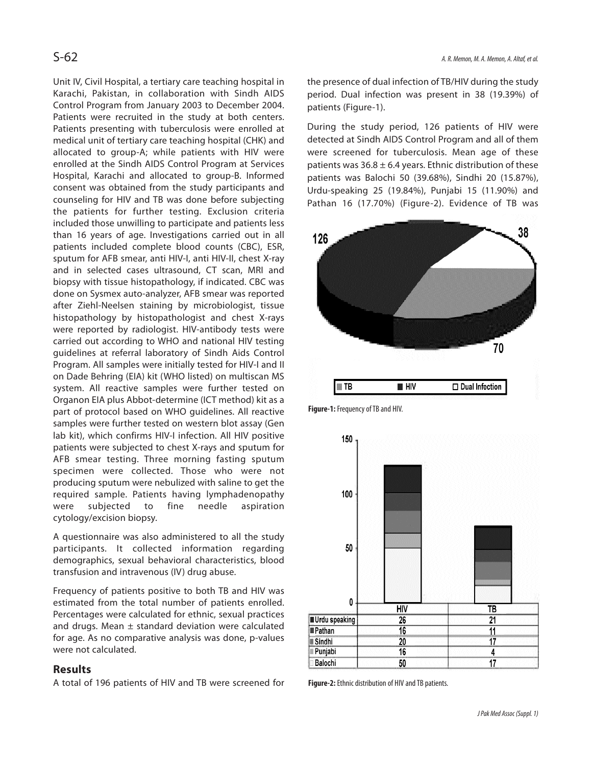Unit IV, Civil Hospital, a tertiary care teaching hospital in Karachi, Pakistan, in collaboration with Sindh AIDS Control Program from January 2003 to December 2004. Patients were recruited in the study at both centers. Patients presenting with tuberculosis were enrolled at medical unit of tertiary care teaching hospital (CHK) and allocated to group-A; while patients with HIV were enrolled at the Sindh AIDS Control Program at Services Hospital, Karachi and allocated to group-B. Informed consent was obtained from the study participants and counseling for HIV and TB was done before subjecting the patients for further testing. Exclusion criteria included those unwilling to participate and patients less than 16 years of age. Investigations carried out in all patients included complete blood counts (CBC), ESR, sputum for AFB smear, anti HIV-I, anti HIV-II, chest X-ray and in selected cases ultrasound, CT scan, MRI and biopsy with tissue histopathology, if indicated. CBC was done on Sysmex auto-analyzer, AFB smear was reported after Ziehl-Neelsen staining by microbiologist, tissue histopathology by histopathologist and chest X-rays were reported by radiologist. HIV-antibody tests were carried out according to WHO and national HIV testing guidelines at referral laboratory of Sindh Aids Control Program. All samples were initially tested for HIV-I and II on Dade Behring (EIA) kit (WHO listed) on multiscan MS system. All reactive samples were further tested on Organon EIA plus Abbot-determine (ICT method) kit as a part of protocol based on WHO guidelines. All reactive samples were further tested on western blot assay (Gen lab kit), which confirms HIV-I infection. All HIV positive patients were subjected to chest X-rays and sputum for AFB smear testing. Three morning fasting sputum specimen were collected. Those who were not producing sputum were nebulized with saline to get the required sample. Patients having lymphadenopathy were subjected to fine needle aspiration cytology/excision biopsy.

A questionnaire was also administered to all the study participants. It collected information regarding demographics, sexual behavioral characteristics, blood transfusion and intravenous (IV) drug abuse.

Frequency of patients positive to both TB and HIV was estimated from the total number of patients enrolled. Percentages were calculated for ethnic, sexual practices and drugs. Mean ± standard deviation were calculated for age. As no comparative analysis was done, p-values were not calculated.

## Results

A total of 196 patients of HIV and TB were screened for the presence of dual infection of TB/HIV during the study period. Dual infection was present in 38 (19.39%) of patients (Figure-1).

During the study period, 126 patients of HIV were detected at Sindh AIDS Control Program and all of them were screened for tuberculosis. Mean age of these patients was 36.8 ± 6.4 years. Ethnic distribution of these patients was Balochi 50 (39.68%), Sindhi 20 (15.87%), Urdu-speaking 25 (19.84%), Punjabi 15 (11.90%) and Pathan 16 (17.70%) (Figure-2). Evidence of TB was

**Figure-1:** Frequency of TB and HIV.

| | HIV | TB |
|---|---|---|
| Urdu speaking | 26 | 21 |
| Pathan | 16 | 11 |
| Sindhi | 20 | 17 |
| Punjabi | 16 | 4 |
| Balochi | 50 | 17 |

**Figure-2:** Ethnic distribution of HIV and TB patients.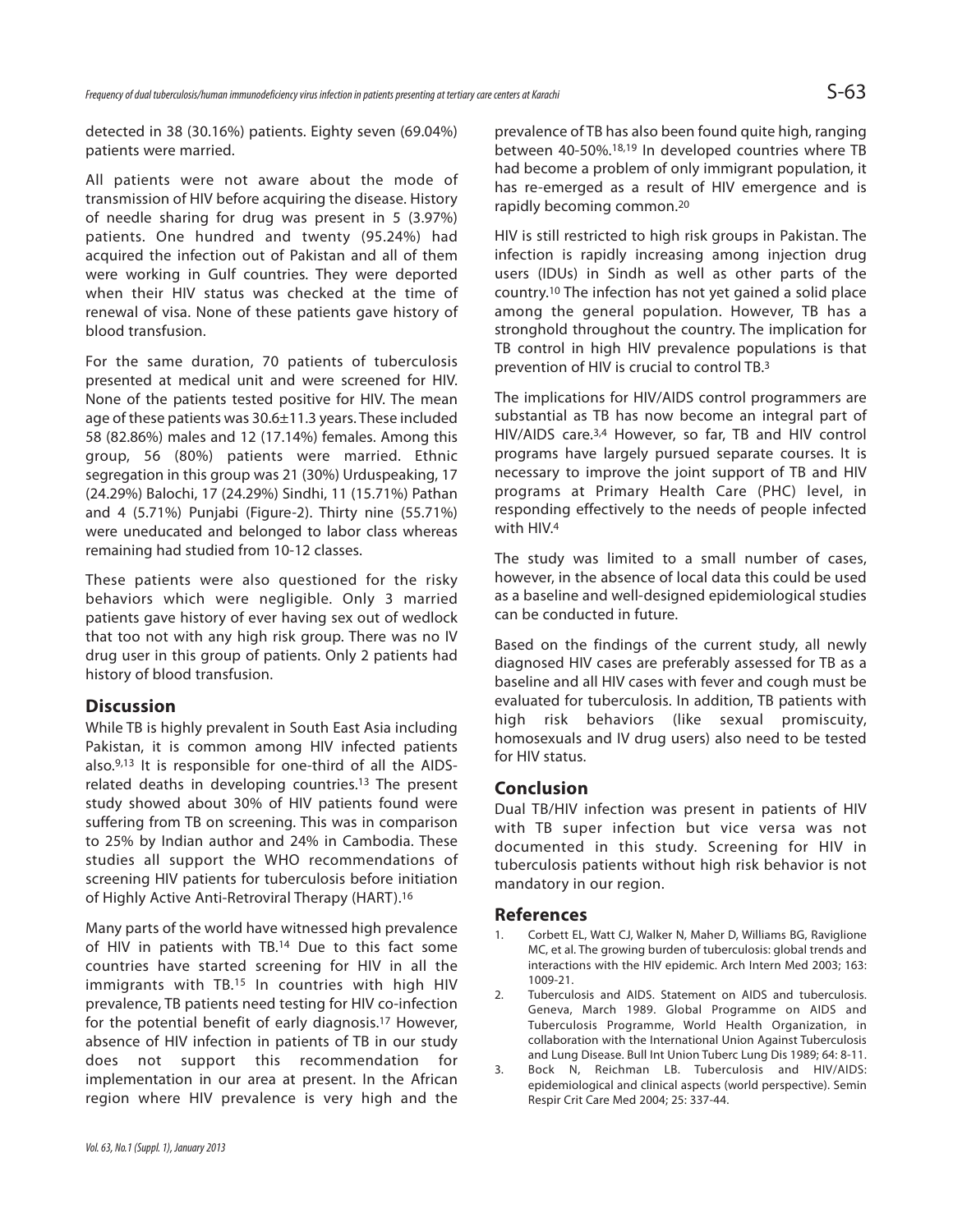detected in 38 (30.16%) patients. Eighty seven (69.04%) patients were married.

All patients were not aware about the mode of transmission of HIV before acquiring the disease. History of needle sharing for drug was present in 5 (3.97%) patients. One hundred and twenty (95.24%) had acquired the infection out of Pakistan and all of them were working in Gulf countries. They were deported when their HIV status was checked at the time of renewal of visa. None of these patients gave history of blood transfusion.

For the same duration, 70 patients of tuberculosis presented at medical unit and were screened for HIV. None of the patients tested positive for HIV. The mean age of these patients was 30.6±11.3 years. These included 58 (82.86%) males and 12 (17.14%) females. Among this group, 56 (80%) patients were married. Ethnic segregation in this group was 21 (30%) Urduspeaking, 17 (24.29%) Balochi, 17 (24.29%) Sindhi, 11 (15.71%) Pathan and 4 (5.71%) Punjabi (Figure-2). Thirty nine (55.71%) were uneducated and belonged to labor class whereas remaining had studied from 10-12 classes.

These patients were also questioned for the risky behaviors which were negligible. Only 3 married patients gave history of ever having sex out of wedlock that too not with any high risk group. There was no IV drug user in this group of patients. Only 2 patients had history of blood transfusion.

## Discussion

While TB is highly prevalent in South East Asia including Pakistan, it is common among HIV infected patients also.[9,13] It is responsible for one-third of all the AIDS-related deaths in developing countries.[13] The present study showed about 30% of HIV patients found were suffering from TB on screening. This was in comparison to 25% by Indian author and 24% in Cambodia. These studies all support the WHO recommendations of screening HIV patients for tuberculosis before initiation of Highly Active Anti-Retroviral Therapy (HART).[16]

Many parts of the world have witnessed high prevalence of HIV in patients with TB.[14] Due to this fact some countries have started screening for HIV in all the immigrants with TB.[15] In countries with high HIV prevalence, TB patients need testing for HIV co-infection for the potential benefit of early diagnosis.[17] However, absence of HIV infection in patients of TB in our study does not support this recommendation for implementation in our area at present. In the African region where HIV prevalence is very high and the prevalence of TB has also been found quite high, ranging between 40-50%.[18,19] In developed countries where TB had become a problem of only immigrant population, it has re-emerged as a result of HIV emergence and is rapidly becoming common.[20]

HIV is still restricted to high risk groups in Pakistan. The infection is rapidly increasing among injection drug users (IDUs) in Sindh as well as other parts of the country.[10] The infection has not yet gained a solid place among the general population. However, TB has a stronghold throughout the country. The implication for TB control in high HIV prevalence populations is that prevention of HIV is crucial to control TB.[3]

The implications for HIV/AIDS control programmers are substantial as TB has now become an integral part of HIV/AIDS care.[3,4] However, so far, TB and HIV control programs have largely pursued separate courses. It is necessary to improve the joint support of TB and HIV programs at Primary Health Care (PHC) level, in responding effectively to the needs of people infected with HIV.[4]

The study was limited to a small number of cases, however, in the absence of local data this could be used as a baseline and well-designed epidemiological studies can be conducted in future.

Based on the findings of the current study, all newly diagnosed HIV cases are preferably assessed for TB as a baseline and all HIV cases with fever and cough must be evaluated for tuberculosis. In addition, TB patients with high risk behaviors (like sexual promiscuity, homosexuals and IV drug users) also need to be tested for HIV status.

## Conclusion

Dual TB/HIV infection was present in patients of HIV with TB super infection but vice versa was not documented in this study. Screening for HIV in tuberculosis patients without high risk behavior is not mandatory in our region.

## References

1. Corbett EL, Watt CJ, Walker N, Maher D, Williams BG, Raviglione MC, et al. The growing burden of tuberculosis: global trends and interactions with the HIV epidemic. Arch Intern Med 2003; 163: 1009-21.
2. Tuberculosis and AIDS. Statement on AIDS and tuberculosis. Geneva, March 1989. Global Programme on AIDS and Tuberculosis Programme, World Health Organization, in collaboration with the International Union Against Tuberculosis and Lung Disease. Bull Int Union Tuberc Lung Dis 1989; 64: 8-11.
3. Bock N, Reichman LB. Tuberculosis and HIV/AIDS: epidemiological and clinical aspects (world perspective). Semin Respir Crit Care Med 2004; 25: 337-44.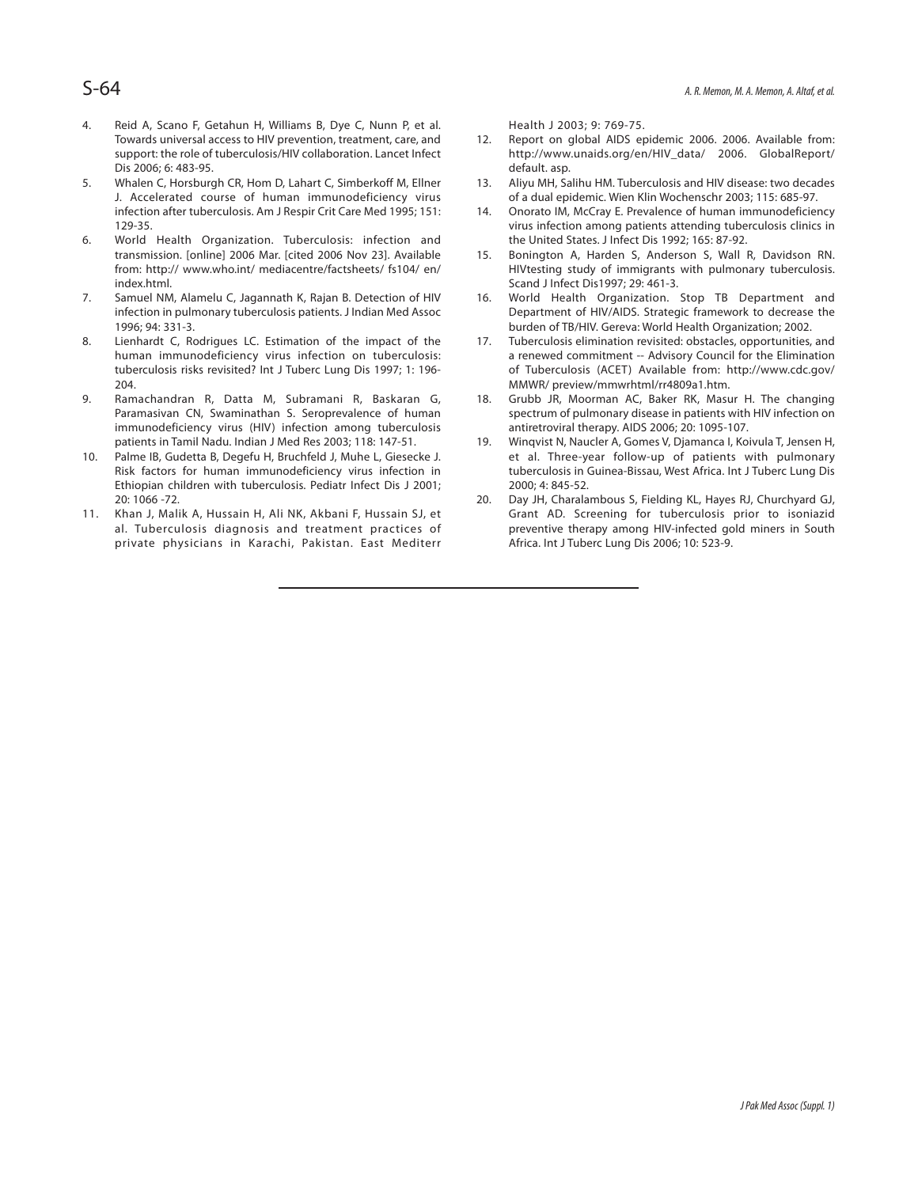4. Reid A, Scano F, Getahun H, Williams B, Dye C, Nunn P, et al. Towards universal access to HIV prevention, treatment, care, and support: the role of tuberculosis/HIV collaboration. Lancet Infect Dis 2006; 6: 483-95.
5. Whalen C, Horsburgh CR, Hom D, Lahart C, Simberkoff M, Ellner J. Accelerated course of human immunodeficiency virus infection after tuberculosis. Am J Respir Crit Care Med 1995; 151: 129-35.
6. World Health Organization. Tuberculosis: infection and transmission. [online] 2006 Mar. [cited 2006 Nov 23]. Available from: http:// www.who.int/ mediacentre/factsheets/ fs104/ en/ index.html.
7. Samuel NM, Alamelu C, Jagannath K, Rajan B. Detection of HIV infection in pulmonary tuberculosis patients. J Indian Med Assoc 1996; 94: 331-3.
8. Lienhardt C, Rodrigues LC. Estimation of the impact of the human immunodeficiency virus infection on tuberculosis: tuberculosis risks revisited? Int J Tuberc Lung Dis 1997; 1: 196-204.
9. Ramachandran R, Datta M, Subramani R, Baskaran G, Paramasivan CN, Swaminathan S. Seroprevalence of human immunodeficiency virus (HIV) infection among tuberculosis patients in Tamil Nadu. Indian J Med Res 2003; 118: 147-51.
10. Palme IB, Gudetta B, Degefu H, Bruchfeld J, Muhe L, Giesecke J. Risk factors for human immunodeficiency virus infection in Ethiopian children with tuberculosis. Pediatr Infect Dis J 2001; 20: 1066 -72.
11. Khan J, Malik A, Hussain H, Ali NK, Akbani F, Hussain SJ, et al. Tuberculosis diagnosis and treatment practices of private physicians in Karachi, Pakistan. East Mediterr Health J 2003; 9: 769-75.
12. Report on global AIDS epidemic 2006. 2006. Available from: http://www.unaids.org/en/HIV_data/ 2006. GlobalReport/ default. asp.
13. Aliyu MH, Salihu HM. Tuberculosis and HIV disease: two decades of a dual epidemic. Wien Klin Wochenschr 2003; 115: 685-97.
14. Onorato IM, McCray E. Prevalence of human immunodeficiency virus infection among patients attending tuberculosis clinics in the United States. J Infect Dis 1992; 165: 87-92.
15. Bonington A, Harden S, Anderson S, Wall R, Davidson RN. HIVtesting study of immigrants with pulmonary tuberculosis. Scand J Infect Dis1997; 29: 461-3.
16. World Health Organization. Stop TB Department and Department of HIV/AIDS. Strategic framework to decrease the burden of TB/HIV. Gereva: World Health Organization; 2002.
17. Tuberculosis elimination revisited: obstacles, opportunities, and a renewed commitment -- Advisory Council for the Elimination of Tuberculosis (ACET) Available from: http://www.cdc.gov/ MMWR/ preview/mmwrhtml/rr4809a1.htm.
18. Grubb JR, Moorman AC, Baker RK, Masur H. The changing spectrum of pulmonary disease in patients with HIV infection on antiretroviral therapy. AIDS 2006; 20: 1095-107.
19. Winqvist N, Naucler A, Gomes V, Djamanca I, Koivula T, Jensen H, et al. Three-year follow-up of patients with pulmonary tuberculosis in Guinea-Bissau, West Africa. Int J Tuberc Lung Dis 2000; 4: 845-52.
20. Day JH, Charalambous S, Fielding KL, Hayes RJ, Churchyard GJ, Grant AD. Screening for tuberculosis prior to isoniazid preventive therapy among HIV-infected gold miners in South Africa. Int J Tuberc Lung Dis 2006; 10: 523-9.